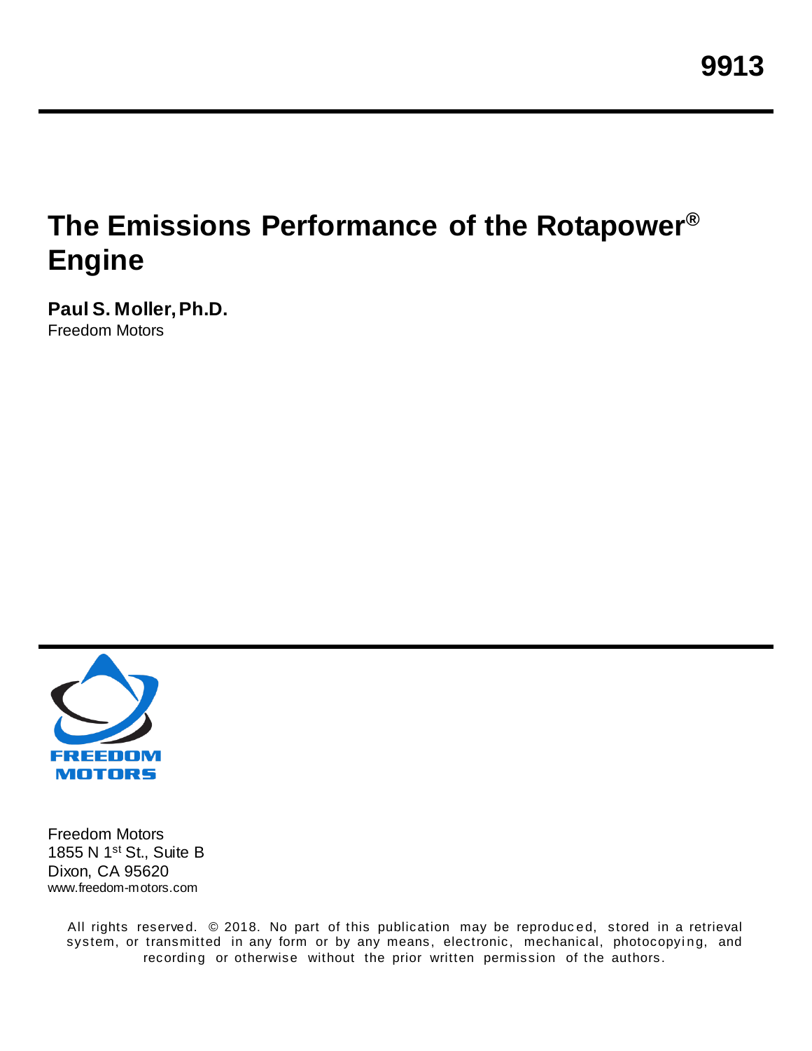9913

# The Emissions Performance of the Rotapower® Engine

**Paul S. Moller, Ph.D.**
Freedom Motors

FREEDOM MOTORS

Freedom Motors
1855 N 1st St., Suite B
Dixon, CA 95620
www.freedom-motors.com

All rights reserved. © 2018. No part of this publication may be reproduced, stored in a retrieval system, or transmitted in any form or by any means, electronic, mechanical, photocopying, and recording or otherwise without the prior written permission of the authors.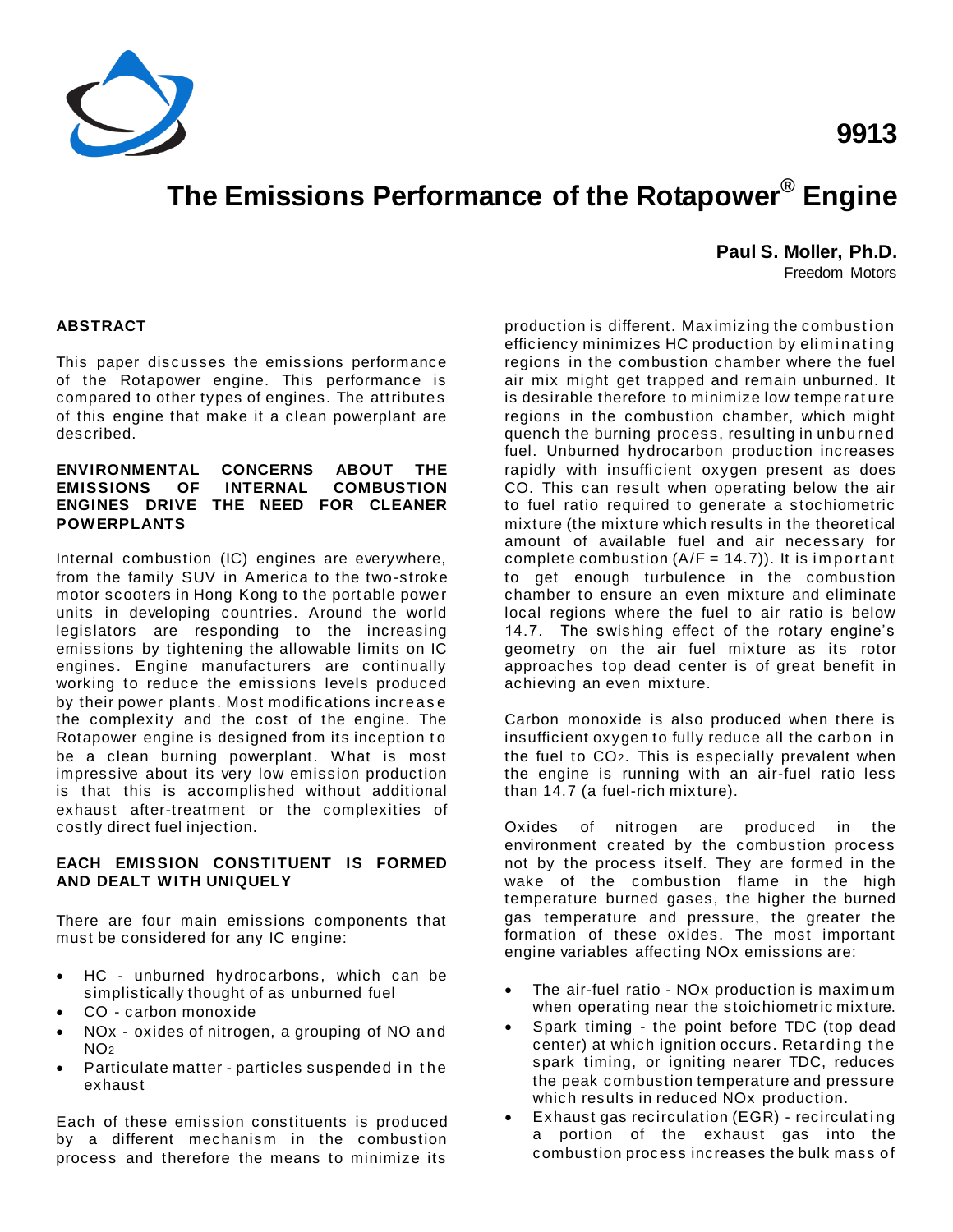9913

# The Emissions Performance of the Rotapower® Engine

**Paul S. Moller, Ph.D.**
Freedom Motors

## ABSTRACT

This paper discusses the emissions performance of the Rotapower engine. This performance is compared to other types of engines. The attributes of this engine that make it a clean powerplant are described.

## ENVIRONMENTAL CONCERNS ABOUT THE EMISSIONS OF INTERNAL COMBUSTION ENGINES DRIVE THE NEED FOR CLEANER POWERPLANTS

Internal combustion (IC) engines are everywhere, from the family SUV in America to the two-stroke motor scooters in Hong Kong to the portable power units in developing countries. Around the world legislators are responding to the increasing emissions by tightening the allowable limits on IC engines. Engine manufacturers are continually working to reduce the emissions levels produced by their power plants. Most modifications increase the complexity and the cost of the engine. The Rotapower engine is designed from its inception to be a clean burning powerplant. What is most impressive about its very low emission production is that this is accomplished without additional exhaust after-treatment or the complexities of costly direct fuel injection.

## EACH EMISSION CONSTITUENT IS FORMED AND DEALT WITH UNIQUELY

There are four main emissions components that must be considered for any IC engine:

- HC - unburned hydrocarbons, which can be simplistically thought of as unburned fuel
- CO - carbon monoxide
- NOx - oxides of nitrogen, a grouping of NO and $NO_2$
- Particulate matter - particles suspended in the exhaust

Each of these emission constituents is produced by a different mechanism in the combustion process and therefore the means to minimize its production is different. Maximizing the combustion efficiency minimizes HC production by eliminating regions in the combustion chamber where the fuel air mix might get trapped and remain unburned. It is desirable therefore to minimize low temperature regions in the combustion chamber, which might quench the burning process, resulting in unburned fuel. Unburned hydrocarbon production increases rapidly with insufficient oxygen present as does CO. This can result when operating below the air to fuel ratio required to generate a stochiometric mixture (the mixture which results in the theoretical amount of available fuel and air necessary for complete combustion ($A/F = 14.7$)). It is important to get enough turbulence in the combustion chamber to ensure an even mixture and eliminate local regions where the fuel to air ratio is below 14.7. The swishing effect of the rotary engine's geometry on the air fuel mixture as its rotor approaches top dead center is of great benefit in achieving an even mixture.

Carbon monoxide is also produced when there is insufficient oxygen to fully reduce all the carbon in the fuel to $CO_2$. This is especially prevalent when the engine is running with an air-fuel ratio less than 14.7 (a fuel-rich mixture).

Oxides of nitrogen are produced in the environment created by the combustion process not by the process itself. They are formed in the wake of the combustion flame in the high temperature burned gases, the higher the burned gas temperature and pressure, the greater the formation of these oxides. The most important engine variables affecting NOx emissions are:

- The air-fuel ratio - NOx production is maximum when operating near the stoichiometric mixture.
- Spark timing - the point before TDC (top dead center) at which ignition occurs. Retarding the spark timing, or igniting nearer TDC, reduces the peak combustion temperature and pressure which results in reduced NOx production.
- Exhaust gas recirculation (EGR) - recirculating a portion of the exhaust gas into the combustion process increases the bulk mass of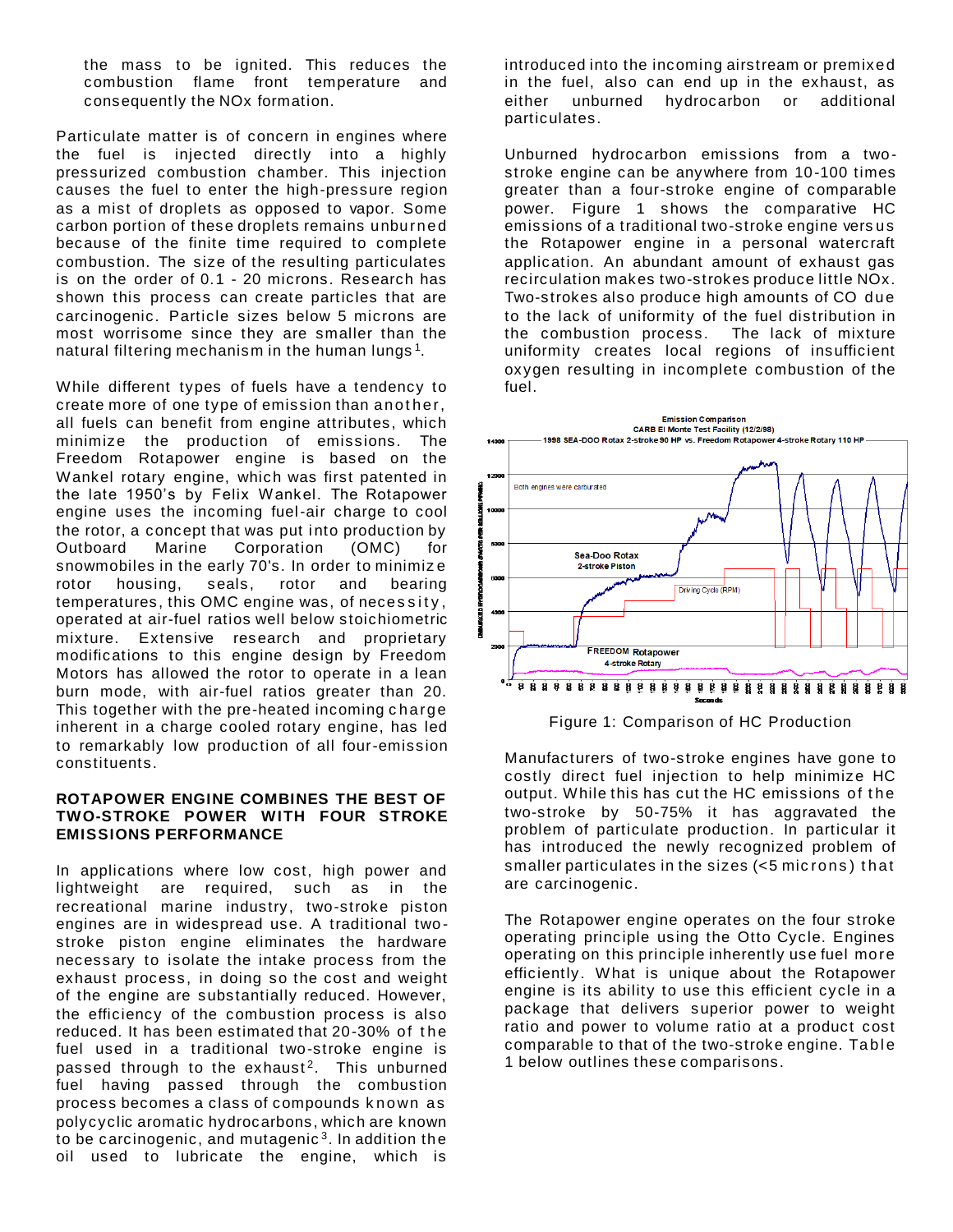the mass to be ignited. This reduces the combustion flame front temperature and consequently the NOx formation.

Particulate matter is of concern in engines where the fuel is injected directly into a highly pressurized combustion chamber. This injection causes the fuel to enter the high-pressure region as a mist of droplets as opposed to vapor. Some carbon portion of these droplets remains unburned because of the finite time required to complete combustion. The size of the resulting particulates is on the order of 0.1 - 20 microns. Research has shown this process can create particles that are carcinogenic. Particle sizes below 5 microns are most worrisome since they are smaller than the natural filtering mechanism in the human lungs[1].

While different types of fuels have a tendency to create more of one type of emission than another, all fuels can benefit from engine attributes, which minimize the production of emissions. The Freedom Rotapower engine is based on the Wankel rotary engine, which was first patented in the late 1950's by Felix Wankel. The Rotapower engine uses the incoming fuel-air charge to cool the rotor, a concept that was put into production by Outboard Marine Corporation (OMC) for snowmobiles in the early 70's. In order to minimize rotor housing, seals, rotor and bearing temperatures, this OMC engine was, of necessity, operated at air-fuel ratios well below stoichiometric mixture. Extensive research and proprietary modifications to this engine design by Freedom Motors has allowed the rotor to operate in a lean burn mode, with air-fuel ratios greater than 20. This together with the pre-heated incoming charge inherent in a charge cooled rotary engine, has led to remarkably low production of all four-emission constituents.

## ROTAPOWER ENGINE COMBINES THE BEST OF TWO-STROKE POWER WITH FOUR STROKE EMISSIONS PERFORMANCE

In applications where low cost, high power and lightweight are required, such as in the recreational marine industry, two-stroke piston engines are in widespread use. A traditional two-stroke piston engine eliminates the hardware necessary to isolate the intake process from the exhaust process, in doing so the cost and weight of the engine are substantially reduced. However, the efficiency of the combustion process is also reduced. It has been estimated that 20-30% of the fuel used in a traditional two-stroke engine is passed through to the exhaust[2]. This unburned fuel having passed through the combustion process becomes a class of compounds known as polycyclic aromatic hydrocarbons, which are known to be carcinogenic, and mutagenic[3]. In addition the oil used to lubricate the engine, which is introduced into the incoming airstream or premixed in the fuel, also can end up in the exhaust, as either unburned hydrocarbon or additional particulates.

Unburned hydrocarbon emissions from a two-stroke engine can be anywhere from 10-100 times greater than a four-stroke engine of comparable power. Figure 1 shows the comparative HC emissions of a traditional two-stroke engine versus the Rotapower engine in a personal watercraft application. An abundant amount of exhaust gas recirculation makes two-strokes produce little NOx. Two-strokes also produce high amounts of CO due to the lack of uniformity of the fuel distribution in the combustion process. The lack of mixture uniformity creates local regions of insufficient oxygen resulting in incomplete combustion of the fuel.

Figure 1: Comparison of HC Production

Manufacturers of two-stroke engines have gone to costly direct fuel injection to help minimize HC output. While this has cut the HC emissions of the two-stroke by 50-75% it has aggravated the problem of particulate production. In particular it has introduced the newly recognized problem of smaller particulates in the sizes (<5 microns) that are carcinogenic.

The Rotapower engine operates on the four stroke operating principle using the Otto Cycle. Engines operating on this principle inherently use fuel more efficiently. What is unique about the Rotapower engine is its ability to use this efficient cycle in a package that delivers superior power to weight ratio and power to volume ratio at a product cost comparable to that of the two-stroke engine. Table 1 below outlines these comparisons.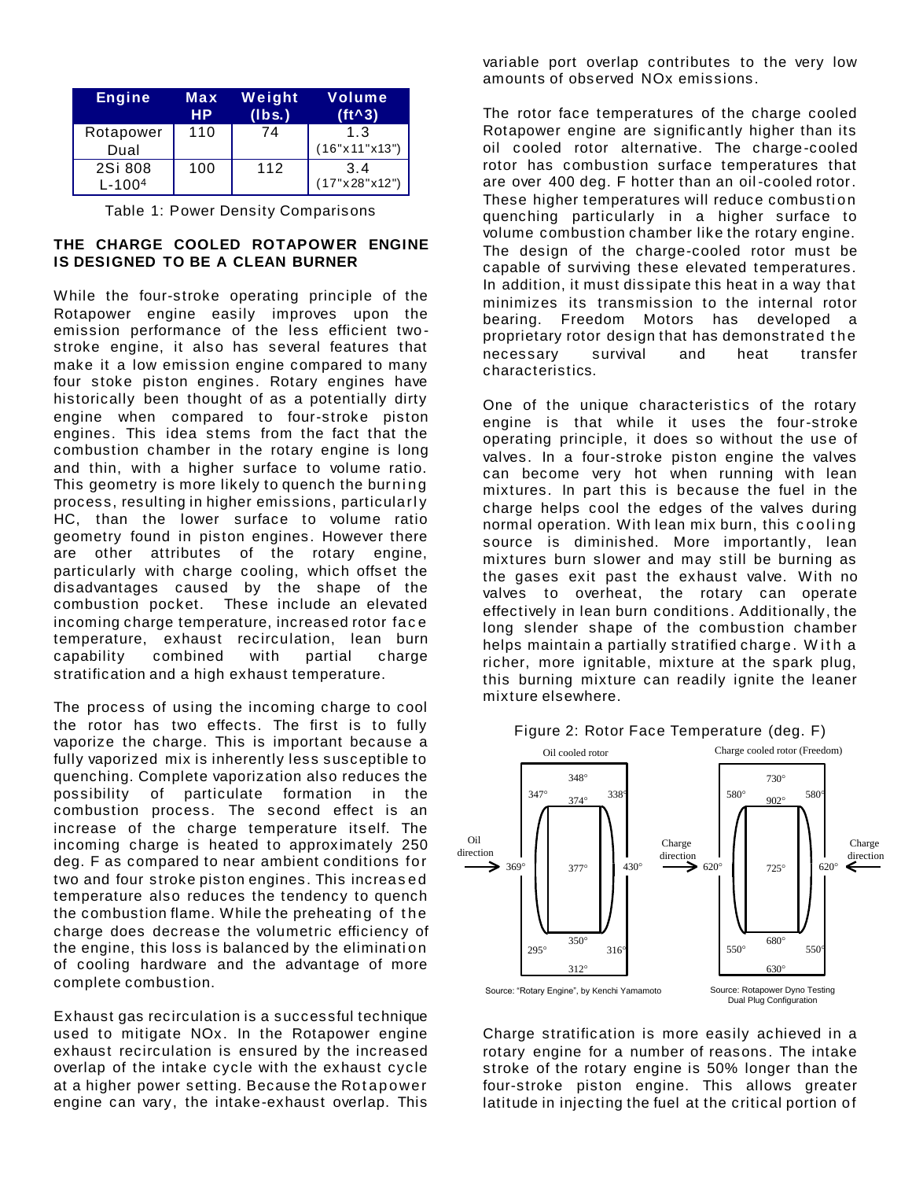| Engine | Max HP | Weight (lbs.) | Volume (ft^3) |
|---|---|---|---|
| Rotapower Dual | 110 | 74 | 1.3 (16"x11"x13") |
| 2Si 808 L-100[4] | 100 | 112 | 3.4 (17"x28"x12") |

Table 1: Power Density Comparisons

### THE CHARGE COOLED ROTAPOWER ENGINE IS DESIGNED TO BE A CLEAN BURNER

While the four-stroke operating principle of the Rotapower engine easily improves upon the emission performance of the less efficient two-stroke engine, it also has several features that make it a low emission engine compared to many four stoke piston engines. Rotary engines have historically been thought of as a potentially dirty engine when compared to four-stroke piston engines. This idea stems from the fact that the combustion chamber in the rotary engine is long and thin, with a higher surface to volume ratio. This geometry is more likely to quench the burning process, resulting in higher emissions, particularly HC, than the lower surface to volume ratio geometry found in piston engines. However there are other attributes of the rotary engine, particularly with charge cooling, which offset the disadvantages caused by the shape of the combustion pocket. These include an elevated incoming charge temperature, increased rotor face temperature, exhaust recirculation, lean burn capability combined with partial charge stratification and a high exhaust temperature.

The process of using the incoming charge to cool the rotor has two effects. The first is to fully vaporize the charge. This is important because a fully vaporized mix is inherently less susceptible to quenching. Complete vaporization also reduces the possibility of particulate formation in the combustion process. The second effect is an increase of the charge temperature itself. The incoming charge is heated to approximately 250 deg. F as compared to near ambient conditions for two and four stroke piston engines. This increased temperature also reduces the tendency to quench the combustion flame. While the preheating of the charge does decrease the volumetric efficiency of the engine, this loss is balanced by the elimination of cooling hardware and the advantage of more complete combustion.

Exhaust gas recirculation is a successful technique used to mitigate NOx. In the Rotapower engine exhaust recirculation is ensured by the increased overlap of the intake cycle with the exhaust cycle at a higher power setting. Because the Rotapower engine can vary, the intake-exhaust overlap. This variable port overlap contributes to the very low amounts of observed NOx emissions.

The rotor face temperatures of the charge cooled Rotapower engine are significantly higher than its oil cooled rotor alternative. The charge-cooled rotor has combustion surface temperatures that are over 400 deg. F hotter than an oil-cooled rotor. These higher temperatures will reduce combustion quenching particularly in a higher surface to volume combustion chamber like the rotary engine. The design of the charge-cooled rotor must be capable of surviving these elevated temperatures. In addition, it must dissipate this heat in a way that minimizes its transmission to the internal rotor bearing. Freedom Motors has developed a proprietary rotor design that has demonstrated the necessary survival and heat transfer characteristics.

One of the unique characteristics of the rotary engine is that while it uses the four-stroke operating principle, it does so without the use of valves. In a four-stroke piston engine the valves can become very hot when running with lean mixtures. In part this is because the fuel in the charge helps cool the edges of the valves during normal operation. With lean mix burn, this cooling source is diminished. More importantly, lean mixtures burn slower and may still be burning as the gases exit past the exhaust valve. With no valves to overheat, the rotary can operate effectively in lean burn conditions. Additionally, the long slender shape of the combustion chamber helps maintain a partially stratified charge. With a richer, more ignitable, mixture at the spark plug, this burning mixture can readily ignite the leaner mixture elsewhere.

Figure 2: Rotor Face Temperature (deg. F)

Oil cooled rotor: 348°, 347°, 374°, 338°, 369°, 377°, 430°, 350°, 295°, 316°, 312° (Oil direction →)

Charge cooled rotor (Freedom): 730°, 580°, 902°, 580°, 620°, 725°, 620°, 680°, 550°, 550°, 630° (Charge direction → ←)

Source: "Rotary Engine", by Kenchi Yamamoto

Source: Rotapower Dyno Testing Dual Plug Configuration

Charge stratification is more easily achieved in a rotary engine for a number of reasons. The intake stroke of the rotary engine is 50% longer than the four-stroke piston engine. This allows greater latitude in injecting the fuel at the critical portion of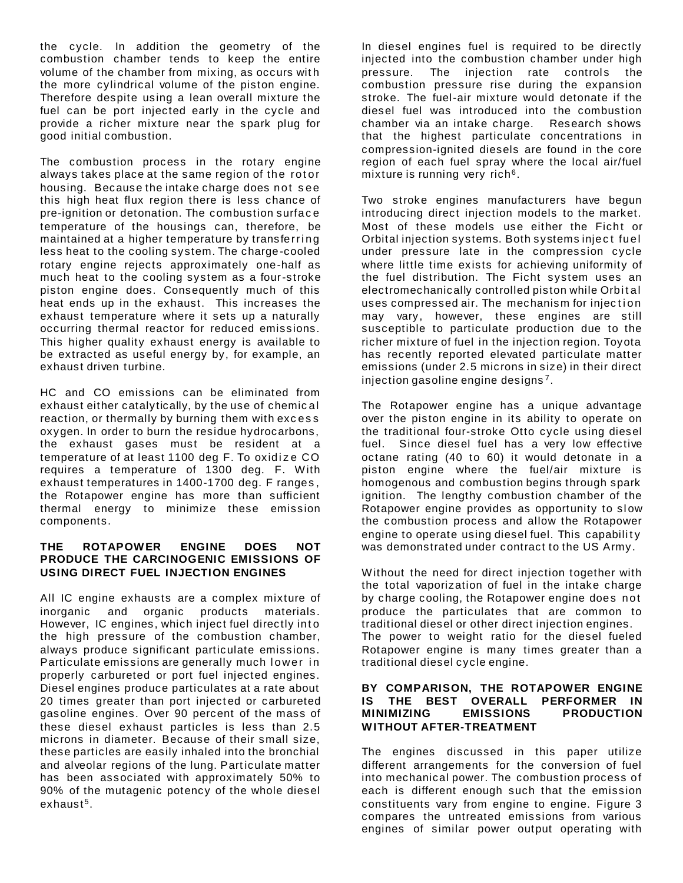the cycle. In addition the geometry of the combustion chamber tends to keep the entire volume of the chamber from mixing, as occurs with the more cylindrical volume of the piston engine. Therefore despite using a lean overall mixture the fuel can be port injected early in the cycle and provide a richer mixture near the spark plug for good initial combustion.

The combustion process in the rotary engine always takes place at the same region of the rotor housing. Because the intake charge does not see this high heat flux region there is less chance of pre-ignition or detonation. The combustion surface temperature of the housings can, therefore, be maintained at a higher temperature by transferring less heat to the cooling system. The charge-cooled rotary engine rejects approximately one-half as much heat to the cooling system as a four-stroke piston engine does. Consequently much of this heat ends up in the exhaust. This increases the exhaust temperature where it sets up a naturally occurring thermal reactor for reduced emissions. This higher quality exhaust energy is available to be extracted as useful energy by, for example, an exhaust driven turbine.

HC and CO emissions can be eliminated from exhaust either catalytically, by the use of chemical reaction, or thermally by burning them with excess oxygen. In order to burn the residue hydrocarbons, the exhaust gases must be resident at a temperature of at least 1100 deg F. To oxidize CO requires a temperature of 1300 deg. F. With exhaust temperatures in 1400-1700 deg. F ranges, the Rotapower engine has more than sufficient thermal energy to minimize these emission components.

## THE ROTAPOWER ENGINE DOES NOT PRODUCE THE CARCINOGENIC EMISSIONS OF USING DIRECT FUEL INJECTION ENGINES

All IC engine exhausts are a complex mixture of inorganic and organic products materials. However, IC engines, which inject fuel directly into the high pressure of the combustion chamber, always produce significant particulate emissions. Particulate emissions are generally much lower in properly carbureted or port fuel injected engines. Diesel engines produce particulates at a rate about 20 times greater than port injected or carbureted gasoline engines. Over 90 percent of the mass of these diesel exhaust particles is less than 2.5 microns in diameter. Because of their small size, these particles are easily inhaled into the bronchial and alveolar regions of the lung. Particulate matter has been associated with approximately 50% to 90% of the mutagenic potency of the whole diesel exhaust[5].

In diesel engines fuel is required to be directly injected into the combustion chamber under high pressure. The injection rate controls the combustion pressure rise during the expansion stroke. The fuel-air mixture would detonate if the diesel fuel was introduced into the combustion chamber via an intake charge. Research shows that the highest particulate concentrations in compression-ignited diesels are found in the core region of each fuel spray where the local air/fuel mixture is running very rich[6].

Two stroke engines manufacturers have begun introducing direct injection models to the market. Most of these models use either the Ficht or Orbital injection systems. Both systems inject fuel under pressure late in the compression cycle where little time exists for achieving uniformity of the fuel distribution. The Ficht system uses an electromechanically controlled piston while Orbital uses compressed air. The mechanism for injection may vary, however, these engines are still susceptible to particulate production due to the richer mixture of fuel in the injection region. Toyota has recently reported elevated particulate matter emissions (under 2.5 microns in size) in their direct injection gasoline engine designs[7].

The Rotapower engine has a unique advantage over the piston engine in its ability to operate on the traditional four-stroke Otto cycle using diesel fuel. Since diesel fuel has a very low effective octane rating (40 to 60) it would detonate in a piston engine where the fuel/air mixture is homogenous and combustion begins through spark ignition. The lengthy combustion chamber of the Rotapower engine provides as opportunity to slow the combustion process and allow the Rotapower engine to operate using diesel fuel. This capability was demonstrated under contract to the US Army.

Without the need for direct injection together with the total vaporization of fuel in the intake charge by charge cooling, the Rotapower engine does not produce the particulates that are common to traditional diesel or other direct injection engines. The power to weight ratio for the diesel fueled Rotapower engine is many times greater than a traditional diesel cycle engine.

## BY COMPARISON, THE ROTAPOWER ENGINE IS THE BEST OVERALL PERFORMER IN MINIMIZING EMISSIONS PRODUCTION WITHOUT AFTER-TREATMENT

The engines discussed in this paper utilize different arrangements for the conversion of fuel into mechanical power. The combustion process of each is different enough such that the emission constituents vary from engine to engine. Figure 3 compares the untreated emissions from various engines of similar power output operating with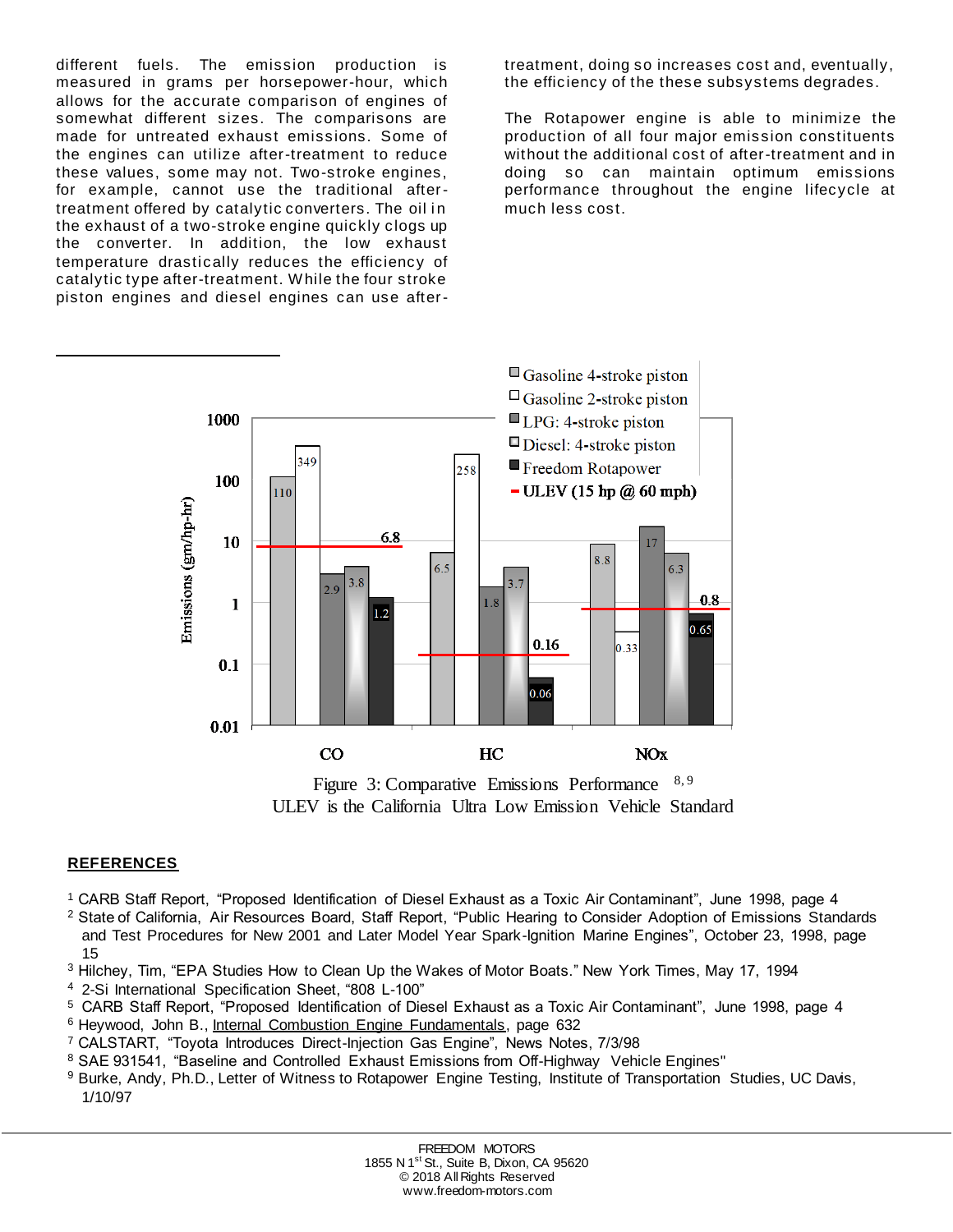different fuels. The emission production is measured in grams per horsepower-hour, which allows for the accurate comparison of engines of somewhat different sizes. The comparisons are made for untreated exhaust emissions. Some of the engines can utilize after-treatment to reduce these values, some may not. Two-stroke engines, for example, cannot use the traditional after-treatment offered by catalytic converters. The oil in the exhaust of a two-stroke engine quickly clogs up the converter. In addition, the low exhaust temperature drastically reduces the efficiency of catalytic type after-treatment. While the four stroke piston engines and diesel engines can use after-treatment, doing so increases cost and, eventually, the efficiency of the these subsystems degrades.

The Rotapower engine is able to minimize the production of all four major emission constituents without the additional cost of after-treatment and in doing so can maintain optimum emissions performance throughout the engine lifecycle at much less cost.

Gasoline 4-stroke piston
Gasoline 2-stroke piston
LPG: 4-stroke piston
Diesel: 4-stroke piston
Freedom Rotapower
ULEV (15 hp @ 60 mph)

Emissions (gm/hp-hr)
1000
100
10
1
0.1
0.01

110, 349, 2.9, 3.8, 1.2, 6.8
6.5, 258, 1.8, 3.7, 0.06, 0.16
8.8, 0.33, 17, 6.3, 0.65, 0.8

CO
HC
NOx

Figure 3: Comparative Emissions Performance [8,9]
ULEV is the California Ultra Low Emission Vehicle Standard

## REFERENCES

[1] CARB Staff Report, "Proposed Identification of Diesel Exhaust as a Toxic Air Contaminant", June 1998, page 4

[2] State of California, Air Resources Board, Staff Report, "Public Hearing to Consider Adoption of Emissions Standards and Test Procedures for New 2001 and Later Model Year Spark-Ignition Marine Engines", October 23, 1998, page 15

[3] Hilchey, Tim, "EPA Studies How to Clean Up the Wakes of Motor Boats." New York Times, May 17, 1994

[4] 2-Si International Specification Sheet, "808 L-100"

[5] CARB Staff Report, "Proposed Identification of Diesel Exhaust as a Toxic Air Contaminant", June 1998, page 4

[6] Heywood, John B., Internal Combustion Engine Fundamentals, page 632

[7] CALSTART, "Toyota Introduces Direct-Injection Gas Engine", News Notes, 7/3/98

[8] SAE 931541, "Baseline and Controlled Exhaust Emissions from Off-Highway Vehicle Engines"

[9] Burke, Andy, Ph.D., Letter of Witness to Rotapower Engine Testing, Institute of Transportation Studies, UC Davis, 1/10/97

FREEDOM MOTORS
1855 N 1st St., Suite B, Dixon, CA 95620
© 2018 All Rights Reserved
www.freedom-motors.com